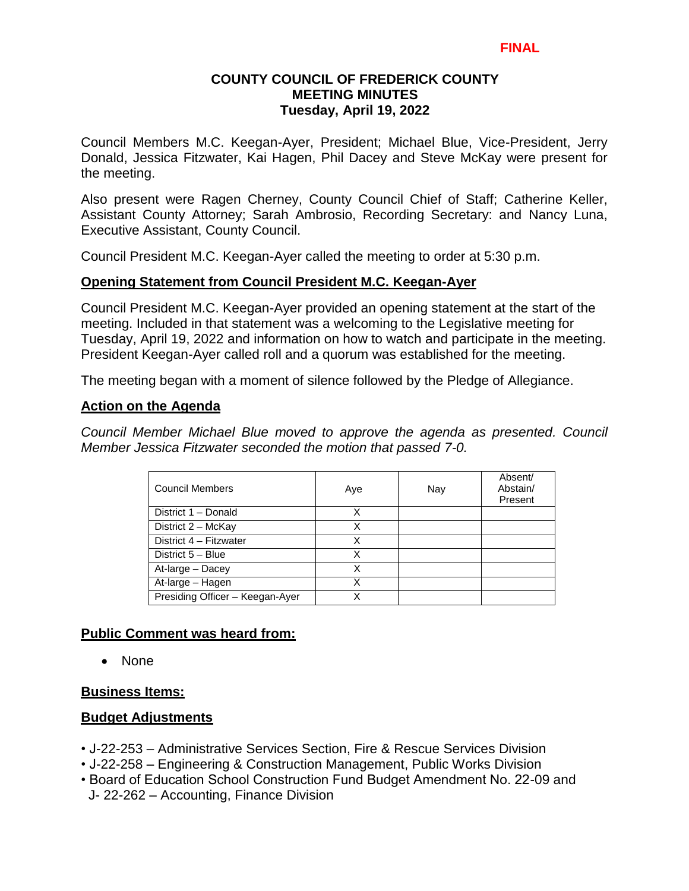**FINAL**

# COUNTY COUNCIL OF FREDERICK COUNTY
## MEETING MINUTES
### Tuesday, April 19, 2022

Council Members M.C. Keegan-Ayer, President; Michael Blue, Vice-President, Jerry Donald, Jessica Fitzwater, Kai Hagen, Phil Dacey and Steve McKay were present for the meeting.

Also present were Ragen Cherney, County Council Chief of Staff; Catherine Keller, Assistant County Attorney; Sarah Ambrosio, Recording Secretary: and Nancy Luna, Executive Assistant, County Council.

Council President M.C. Keegan-Ayer called the meeting to order at 5:30 p.m.

**Opening Statement from Council President M.C. Keegan-Ayer**

Council President M.C. Keegan-Ayer provided an opening statement at the start of the meeting. Included in that statement was a welcoming to the Legislative meeting for Tuesday, April 19, 2022 and information on how to watch and participate in the meeting. President Keegan-Ayer called roll and a quorum was established for the meeting.

The meeting began with a moment of silence followed by the Pledge of Allegiance.

**Action on the Agenda**

*Council Member Michael Blue moved to approve the agenda as presented. Council Member Jessica Fitzwater seconded the motion that passed 7-0.*

| Council Members | Aye | Nay | Absent/ Abstain/ Present |
|---|---|---|---|
| District 1 – Donald | X | | |
| District 2 – McKay | X | | |
| District 4 – Fitzwater | X | | |
| District 5 – Blue | X | | |
| At-large – Dacey | X | | |
| At-large – Hagen | X | | |
| Presiding Officer – Keegan-Ayer | X | | |

**Public Comment was heard from:**

- None

**Business Items:**

**Budget Adjustments**

- J-22-253 – Administrative Services Section, Fire & Rescue Services Division
- J-22-258 – Engineering & Construction Management, Public Works Division
- Board of Education School Construction Fund Budget Amendment No. 22-09 and J- 22-262 – Accounting, Finance Division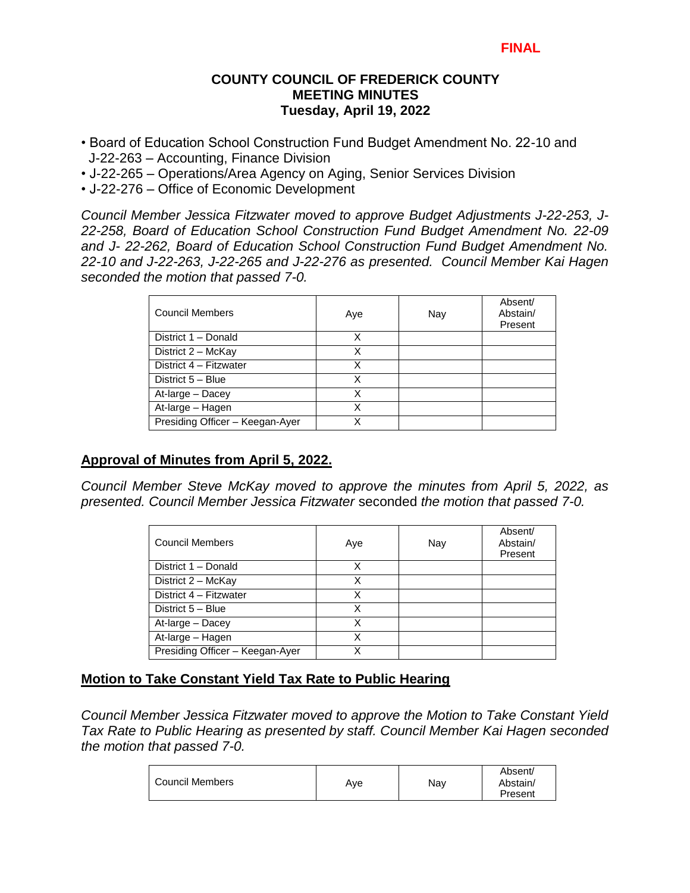**FINAL**

**COUNTY COUNCIL OF FREDERICK COUNTY**
**MEETING MINUTES**
**Tuesday, April 19, 2022**

- Board of Education School Construction Fund Budget Amendment No. 22-10 and J-22-263 – Accounting, Finance Division
- J-22-265 – Operations/Area Agency on Aging, Senior Services Division
- J-22-276 – Office of Economic Development

*Council Member Jessica Fitzwater moved to approve Budget Adjustments J-22-253, J-22-258, Board of Education School Construction Fund Budget Amendment No. 22-09 and J- 22-262, Board of Education School Construction Fund Budget Amendment No. 22-10 and J-22-263, J-22-265 and J-22-276 as presented. Council Member Kai Hagen seconded the motion that passed 7-0.*

| Council Members | Aye | Nay | Absent/ Abstain/ Present |
|---|---|---|---|
| District 1 – Donald | X | | |
| District 2 – McKay | X | | |
| District 4 – Fitzwater | X | | |
| District 5 – Blue | X | | |
| At-large – Dacey | X | | |
| At-large – Hagen | X | | |
| Presiding Officer – Keegan-Ayer | X | | |

## Approval of Minutes from April 5, 2022.

*Council Member Steve McKay moved to approve the minutes from April 5, 2022, as presented. Council Member Jessica Fitzwater* seconded *the motion that passed 7-0.*

| Council Members | Aye | Nay | Absent/ Abstain/ Present |
|---|---|---|---|
| District 1 – Donald | X | | |
| District 2 – McKay | X | | |
| District 4 – Fitzwater | X | | |
| District 5 – Blue | X | | |
| At-large – Dacey | X | | |
| At-large – Hagen | X | | |
| Presiding Officer – Keegan-Ayer | X | | |

## Motion to Take Constant Yield Tax Rate to Public Hearing

*Council Member Jessica Fitzwater moved to approve the Motion to Take Constant Yield Tax Rate to Public Hearing as presented by staff. Council Member Kai Hagen seconded the motion that passed 7-0.*

| Council Members | Aye | Nay | Absent/ Abstain/ Present |
|---|---|---|---|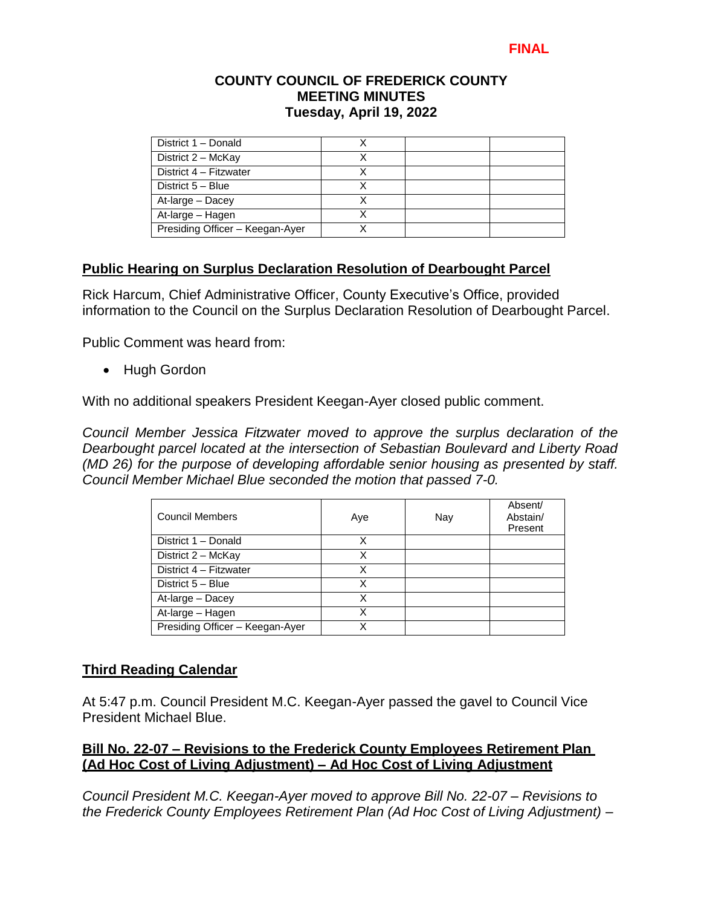**FINAL**

**COUNTY COUNCIL OF FREDERICK COUNTY**
**MEETING MINUTES**
**Tuesday, April 19, 2022**

| | | | |
|---|---|---|---|
| District 1 – Donald | X | | |
| District 2 – McKay | X | | |
| District 4 – Fitzwater | X | | |
| District 5 – Blue | X | | |
| At-large – Dacey | X | | |
| At-large – Hagen | X | | |
| Presiding Officer – Keegan-Ayer | X | | |

## Public Hearing on Surplus Declaration Resolution of Dearbought Parcel

Rick Harcum, Chief Administrative Officer, County Executive's Office, provided information to the Council on the Surplus Declaration Resolution of Dearbought Parcel.

Public Comment was heard from:

- Hugh Gordon

With no additional speakers President Keegan-Ayer closed public comment.

*Council Member Jessica Fitzwater moved to approve the surplus declaration of the Dearbought parcel located at the intersection of Sebastian Boulevard and Liberty Road (MD 26) for the purpose of developing affordable senior housing as presented by staff. Council Member Michael Blue seconded the motion that passed 7-0.*

| Council Members | Aye | Nay | Absent/ Abstain/ Present |
|---|---|---|---|
| District 1 – Donald | X | | |
| District 2 – McKay | X | | |
| District 4 – Fitzwater | X | | |
| District 5 – Blue | X | | |
| At-large – Dacey | X | | |
| At-large – Hagen | X | | |
| Presiding Officer – Keegan-Ayer | X | | |

## Third Reading Calendar

At 5:47 p.m. Council President M.C. Keegan-Ayer passed the gavel to Council Vice President Michael Blue.

### Bill No. 22-07 – Revisions to the Frederick County Employees Retirement Plan (Ad Hoc Cost of Living Adjustment) – Ad Hoc Cost of Living Adjustment

*Council President M.C. Keegan-Ayer moved to approve Bill No. 22-07 – Revisions to the Frederick County Employees Retirement Plan (Ad Hoc Cost of Living Adjustment) –*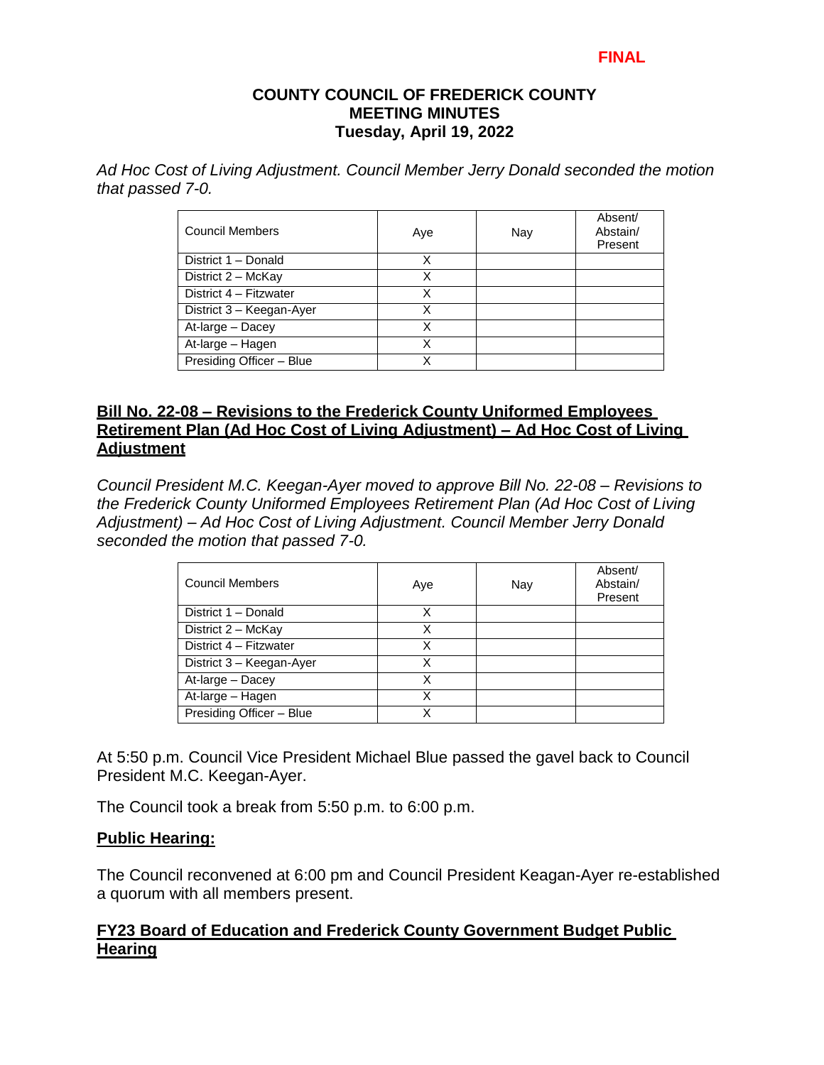**FINAL**

**COUNTY COUNCIL OF FREDERICK COUNTY MEETING MINUTES Tuesday, April 19, 2022**

*Ad Hoc Cost of Living Adjustment. Council Member Jerry Donald seconded the motion that passed 7-0.*

| Council Members | Aye | Nay | Absent/ Abstain/ Present |
|---|---|---|---|
| District 1 – Donald | X | | |
| District 2 – McKay | X | | |
| District 4 – Fitzwater | X | | |
| District 3 – Keegan-Ayer | X | | |
| At-large – Dacey | X | | |
| At-large – Hagen | X | | |
| Presiding Officer – Blue | X | | |

## Bill No. 22-08 – Revisions to the Frederick County Uniformed Employees Retirement Plan (Ad Hoc Cost of Living Adjustment) – Ad Hoc Cost of Living Adjustment

*Council President M.C. Keegan-Ayer moved to approve Bill No. 22-08 – Revisions to the Frederick County Uniformed Employees Retirement Plan (Ad Hoc Cost of Living Adjustment) – Ad Hoc Cost of Living Adjustment. Council Member Jerry Donald seconded the motion that passed 7-0.*

| Council Members | Aye | Nay | Absent/ Abstain/ Present |
|---|---|---|---|
| District 1 – Donald | X | | |
| District 2 – McKay | X | | |
| District 4 – Fitzwater | X | | |
| District 3 – Keegan-Ayer | X | | |
| At-large – Dacey | X | | |
| At-large – Hagen | X | | |
| Presiding Officer – Blue | X | | |

At 5:50 p.m. Council Vice President Michael Blue passed the gavel back to Council President M.C. Keegan-Ayer.

The Council took a break from 5:50 p.m. to 6:00 p.m.

## Public Hearing:

The Council reconvened at 6:00 pm and Council President Keagan-Ayer re-established a quorum with all members present.

## FY23 Board of Education and Frederick County Government Budget Public Hearing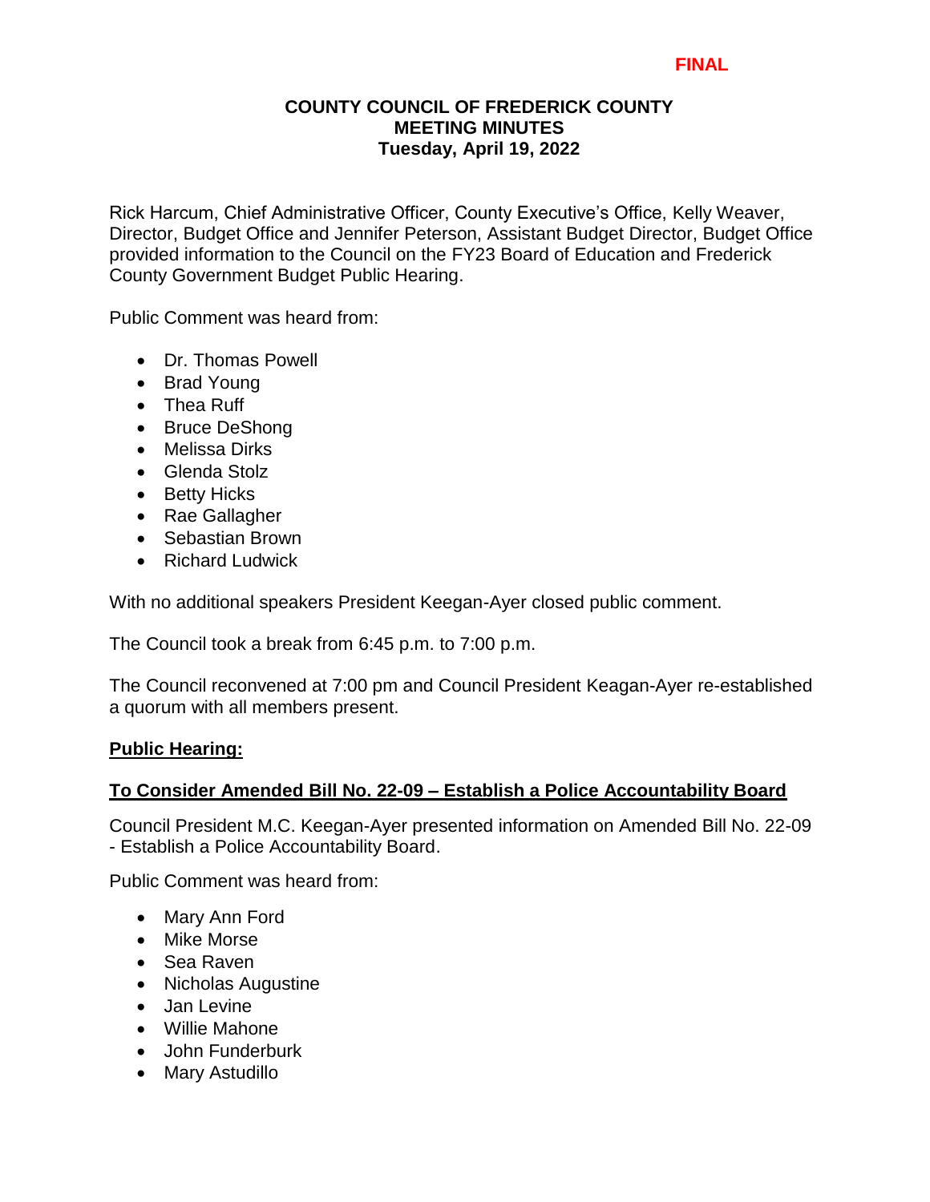**FINAL**

**COUNTY COUNCIL OF FREDERICK COUNTY**
**MEETING MINUTES**
**Tuesday, April 19, 2022**

Rick Harcum, Chief Administrative Officer, County Executive's Office, Kelly Weaver, Director, Budget Office and Jennifer Peterson, Assistant Budget Director, Budget Office provided information to the Council on the FY23 Board of Education and Frederick County Government Budget Public Hearing.

Public Comment was heard from:

- Dr. Thomas Powell
- Brad Young
- Thea Ruff
- Bruce DeShong
- Melissa Dirks
- Glenda Stolz
- Betty Hicks
- Rae Gallagher
- Sebastian Brown
- Richard Ludwick

With no additional speakers President Keegan-Ayer closed public comment.

The Council took a break from 6:45 p.m. to 7:00 p.m.

The Council reconvened at 7:00 pm and Council President Keagan-Ayer re-established a quorum with all members present.

## **Public Hearing:**

### **To Consider Amended Bill No. 22-09 – Establish a Police Accountability Board**

Council President M.C. Keegan-Ayer presented information on Amended Bill No. 22-09 - Establish a Police Accountability Board.

Public Comment was heard from:

- Mary Ann Ford
- Mike Morse
- Sea Raven
- Nicholas Augustine
- Jan Levine
- Willie Mahone
- John Funderburk
- Mary Astudillo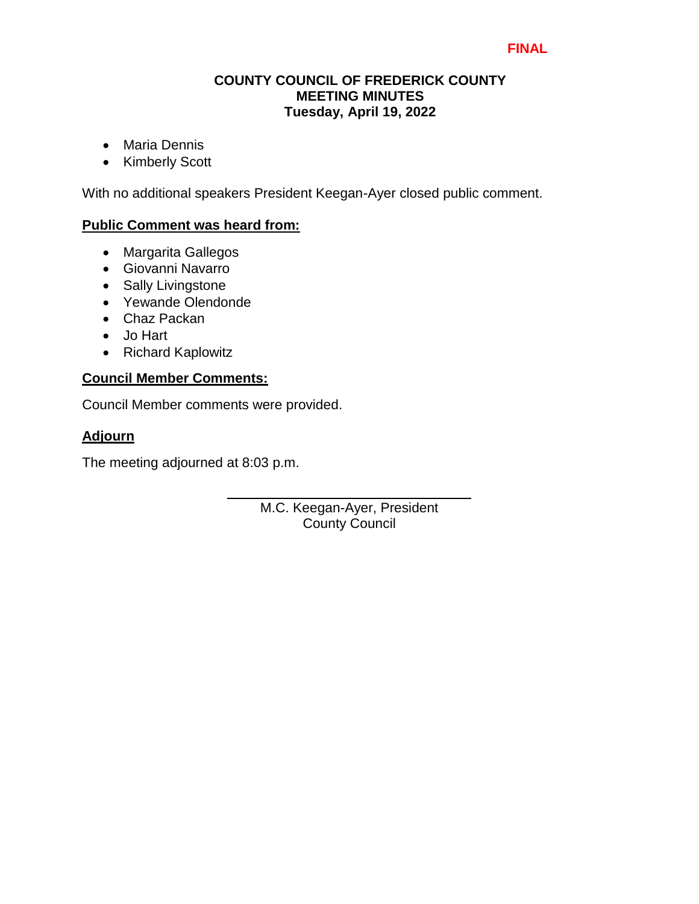**FINAL**

**COUNTY COUNCIL OF FREDERICK COUNTY**
**MEETING MINUTES**
**Tuesday, April 19, 2022**

- Maria Dennis
- Kimberly Scott

With no additional speakers President Keegan-Ayer closed public comment.

## Public Comment was heard from:

- Margarita Gallegos
- Giovanni Navarro
- Sally Livingstone
- Yewande Olendonde
- Chaz Packan
- Jo Hart
- Richard Kaplowitz

## Council Member Comments:

Council Member comments were provided.

## Adjourn

The meeting adjourned at 8:03 p.m.

\_\_\_\_\_\_\_\_\_\_\_\_\_\_\_\_\_\_\_\_\_\_\_\_\_\_\_\_\_\_
M.C. Keegan-Ayer, President
County Council